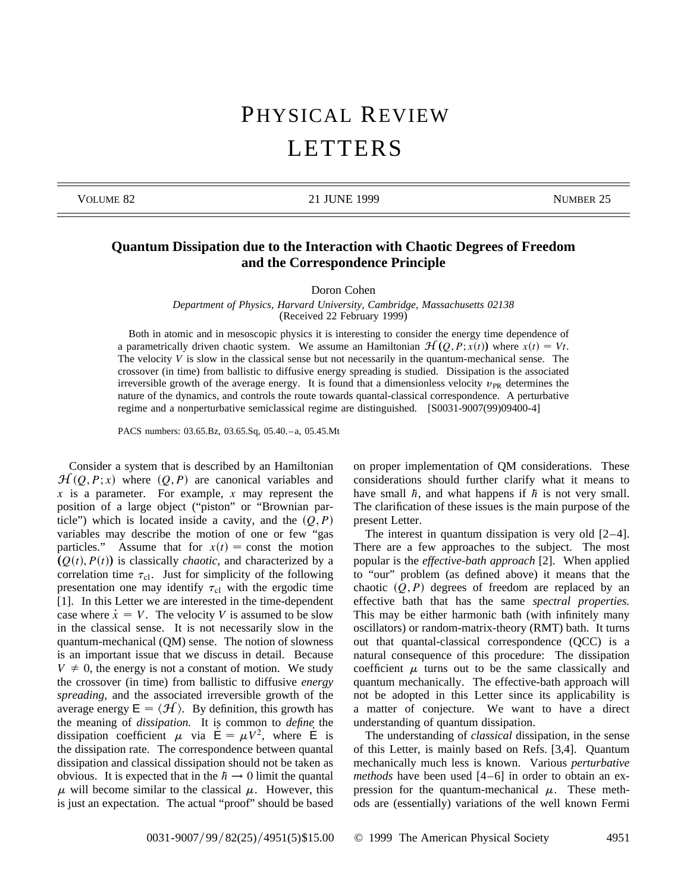# Quantum Dissipation due to the Interaction with Chaotic Degrees of Freedom and the Correspondence Principle

Doron Cohen

*Department of Physics, Harvard University, Cambridge, Massachusetts 02138*
(Received 22 February 1999)

Both in atomic and in mesoscopic physics it is interesting to consider the energy time dependence of a parametrically driven chaotic system. We assume an Hamiltonian $\mathcal{H}(Q, P; x(t))$ where $x(t) = Vt$. The velocity $V$ is slow in the classical sense but not necessarily in the quantum-mechanical sense. The crossover (in time) from ballistic to diffusive energy spreading is studied. Dissipation is the associated irreversible growth of the average energy. It is found that a dimensionless velocity $v_{\text{PR}}$ determines the nature of the dynamics, and controls the route towards quantal-classical correspondence. A perturbative regime and a nonperturbative semiclassical regime are distinguished. [S0031-9007(99)09400-4]

PACS numbers: 03.65.Bz, 03.65.Sq, 05.40.–a, 05.45.Mt

Consider a system that is described by an Hamiltonian $\mathcal{H}(Q, P; x)$ where $(Q, P)$ are canonical variables and $x$ is a parameter. For example, $x$ may represent the position of a large object ("piston" or "Brownian particle") which is located inside a cavity, and the $(Q, P)$ variables may describe the motion of one or few "gas particles." Assume that for $x(t) = \text{const}$ the motion $(Q(t), P(t))$ is classically *chaotic*, and characterized by a correlation time $\tau_{\text{cl}}$. Just for simplicity of the following presentation one may identify $\tau_{\text{cl}}$ with the ergodic time [1]. In this Letter we are interested in the time-dependent case where $\dot{x} = V$. The velocity $V$ is assumed to be slow in the classical sense. It is not necessarily slow in the quantum-mechanical (QM) sense. The notion of slowness is an important issue that we discuss in detail. Because $V \neq 0$, the energy is not a constant of motion. We study the crossover (in time) from ballistic to diffusive *energy spreading*, and the associated irreversible growth of the average energy $\mathsf{E} = \langle \mathcal{H} \rangle$. By definition, this growth has the meaning of *dissipation*. It is common to *define* the dissipation coefficient $\mu$ via $\dot{\mathsf{E}} = \mu V^2$, where $\dot{\mathsf{E}}$ is the dissipation rate. The correspondence between quantal dissipation and classical dissipation should not be taken as obvious. It is expected that in the $\hbar \to 0$ limit the quantal $\mu$ will become similar to the classical $\mu$. However, this is just an expectation. The actual "proof" should be based on proper implementation of QM considerations. These considerations should further clarify what it means to have small $\hbar$, and what happens if $\hbar$ is not very small. The clarification of these issues is the main purpose of the present Letter.

The interest in quantum dissipation is very old [2–4]. There are a few approaches to the subject. The most popular is the *effective-bath approach* [2]. When applied to "our" problem (as defined above) it means that the chaotic $(Q, P)$ degrees of freedom are replaced by an effective bath that has the same *spectral properties.* This may be either harmonic bath (with infinitely many oscillators) or random-matrix-theory (RMT) bath. It turns out that quantal-classical correspondence (QCC) is a natural consequence of this procedure: The dissipation coefficient $\mu$ turns out to be the same classically and quantum mechanically. The effective-bath approach will not be adopted in this Letter since its applicability is a matter of conjecture. We want to have a direct understanding of quantum dissipation.

The understanding of *classical* dissipation, in the sense of this Letter, is mainly based on Refs. [3,4]. Quantum mechanically much less is known. Various *perturbative methods* have been used [4–6] in order to obtain an expression for the quantum-mechanical $\mu$. These methods are (essentially) variations of the well known Fermi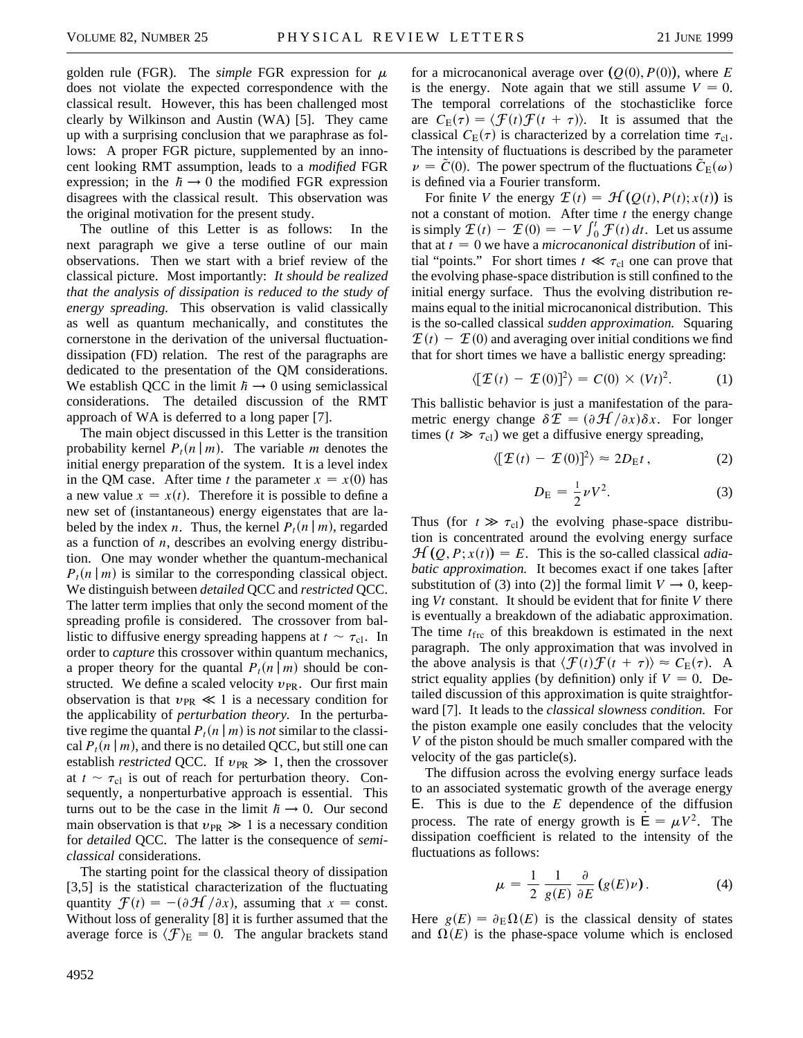golden rule (FGR). The *simple* FGR expression for $\mu$ does not violate the expected correspondence with the classical result. However, this has been challenged most clearly by Wilkinson and Austin (WA) [5]. They came up with a surprising conclusion that we paraphrase as follows: A proper FGR picture, supplemented by an innocent looking RMT assumption, leads to a *modified* FGR expression; in the $\hbar \to 0$ the modified FGR expression disagrees with the classical result. This observation was the original motivation for the present study.

The outline of this Letter is as follows: In the next paragraph we give a terse outline of our main observations. Then we start with a brief review of the classical picture. Most importantly: *It should be realized that the analysis of dissipation is reduced to the study of energy spreading.* This observation is valid classically as well as quantum mechanically, and constitutes the cornerstone in the derivation of the universal fluctuation-dissipation (FD) relation. The rest of the paragraphs are dedicated to the presentation of the QM considerations. We establish QCC in the limit $\hbar \to 0$ using semiclassical considerations. The detailed discussion of the RMT approach of WA is deferred to a long paper [7].

The main object discussed in this Letter is the transition probability kernel $P_t(n|m)$. The variable $m$ denotes the initial energy preparation of the system. It is a level index in the QM case. After time $t$ the parameter $x = x(0)$ has a new value $x = x(t)$. Therefore it is possible to define a new set of (instantaneous) energy eigenstates that are labeled by the index $n$. Thus, the kernel $P_t(n|m)$, regarded as a function of $n$, describes an evolving energy distribution. One may wonder whether the quantum-mechanical $P_t(n|m)$ is similar to the corresponding classical object. We distinguish between *detailed* QCC and *restricted* QCC. The latter term implies that only the second moment of the spreading profile is considered. The crossover from ballistic to diffusive energy spreading happens at $t \sim \tau_{\text{cl}}$. In order to *capture* this crossover within quantum mechanics, a proper theory for the quantal $P_t(n|m)$ should be constructed. We define a scaled velocity $v_{\text{PR}}$. Our first main observation is that $v_{\text{PR}} \ll 1$ is a necessary condition for the applicability of *perturbation theory.* In the perturbative regime the quantal $P_t(n|m)$ is *not* similar to the classical $P_t(n|m)$, and there is no detailed QCC, but still one can establish *restricted* QCC. If $v_{\text{PR}} \gg 1$, then the crossover at $t \sim \tau_{\text{cl}}$ is out of reach for perturbation theory. Consequently, a nonperturbative approach is essential. This turns out to be the case in the limit $\hbar \to 0$. Our second main observation is that $v_{\text{PR}} \gg 1$ is a necessary condition for *detailed* QCC. The latter is the consequence of *semiclassical* considerations.

The starting point for the classical theory of dissipation [3,5] is the statistical characterization of the fluctuating quantity $\mathcal{F}(t) = -(\partial \mathcal{H}/\partial x)$, assuming that $x = \text{const}$. Without loss of generality [8] it is further assumed that the average force is $\langle \mathcal{F} \rangle_{\text{E}} = 0$. The angular brackets stand for a microcanonical average over $(Q(0), P(0))$, where $E$ is the energy. Note again that we still assume $V = 0$. The temporal correlations of the stochasticlike force are $C_{\text{E}}(\tau) = \langle \mathcal{F}(t)\mathcal{F}(t + \tau) \rangle$. It is assumed that the classical $C_{\text{E}}(\tau)$ is characterized by a correlation time $\tau_{\text{cl}}$. The intensity of fluctuations is described by the parameter $\nu = \tilde{C}(0)$. The power spectrum of the fluctuations $\tilde{C}_{\text{E}}(\omega)$ is defined via a Fourier transform.

For finite $V$ the energy $\mathcal{E}(t) = \mathcal{H}(Q(t), P(t); x(t))$ is not a constant of motion. After time $t$ the energy change is simply $\mathcal{E}(t) - \mathcal{E}(0) = -V \int_0^t \mathcal{F}(t)\, dt$. Let us assume that at $t = 0$ we have a *microcanonical distribution* of initial "points." For short times $t \ll \tau_{\text{cl}}$ one can prove that the evolving phase-space distribution is still confined to the initial energy surface. Thus the evolving distribution remains equal to the initial microcanonical distribution. This is the so-called classical *sudden approximation.* Squaring $\mathcal{E}(t) - \mathcal{E}(0)$ and averaging over initial conditions we find that for short times we have a ballistic energy spreading:

$$\langle [\mathcal{E}(t) - \mathcal{E}(0)]^2 \rangle = C(0) \times (Vt)^2. \tag{1}$$

This ballistic behavior is just a manifestation of the parametric energy change $\delta \mathcal{E} = (\partial \mathcal{H}/\partial x)\delta x$. For longer times ($t \gg \tau_{\text{cl}}$) we get a diffusive energy spreading,

$$\langle [\mathcal{E}(t) - \mathcal{E}(0)]^2 \rangle \approx 2D_{\text{E}} t\,, \tag{2}$$

$$D_{\text{E}} = \frac{1}{2} \nu V^2. \tag{3}$$

Thus (for $t \gg \tau_{\text{cl}}$) the evolving phase-space distribution is concentrated around the evolving energy surface $\mathcal{H}(Q, P; x(t)) = E$. This is the so-called classical *adiabatic approximation.* It becomes exact if one takes [after substitution of (3) into (2)] the formal limit $V \to 0$, keeping $Vt$ constant. It should be evident that for finite $V$ there is eventually a breakdown of the adiabatic approximation. The time $t_{\text{frc}}$ of this breakdown is estimated in the next paragraph. The only approximation that was involved in the above analysis is that $\langle \mathcal{F}(t)\mathcal{F}(t + \tau) \rangle \approx C_{\text{E}}(\tau)$. A strict equality applies (by definition) only if $V = 0$. Detailed discussion of this approximation is quite straightforward [7]. It leads to the *classical slowness condition.* For the piston example one easily concludes that the velocity $V$ of the piston should be much smaller compared with the velocity of the gas particle(s).

The diffusion across the evolving energy surface leads to an associated systematic growth of the average energy $\mathsf{E}$. This is due to the $E$ dependence of the diffusion process. The rate of energy growth is $\dot{\mathsf{E}} = \mu V^2$. The dissipation coefficient is related to the intensity of the fluctuations as follows:

$$\mu = \frac{1}{2} \frac{1}{g(E)} \frac{\partial}{\partial E} \big(g(E)\nu\big). \tag{4}$$

Here $g(E) = \partial_{\text{E}} \Omega(E)$ is the classical density of states and $\Omega(E)$ is the phase-space volume which is enclosed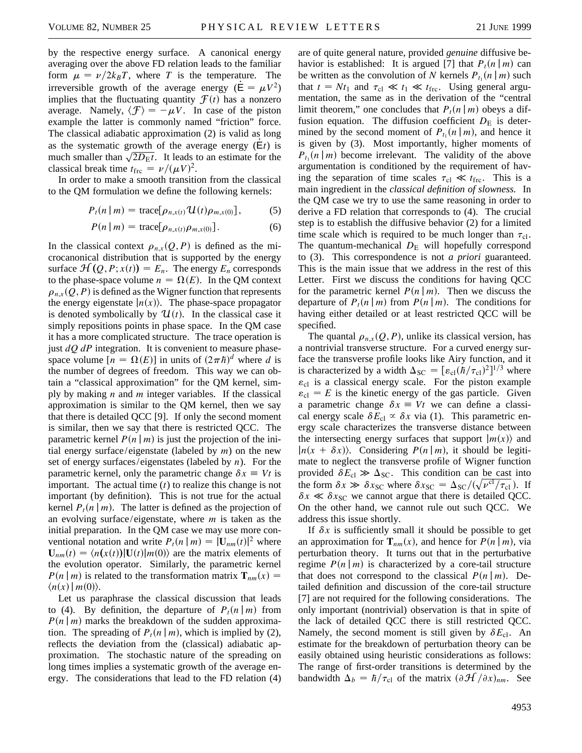by the respective energy surface. A canonical energy averaging over the above FD relation leads to the familiar form $\mu = \nu/2k_BT$, where $T$ is the temperature. The irreversible growth of the average energy ($\dot{E} = \mu V^2$) implies that the fluctuating quantity $\mathcal{F}(t)$ has a nonzero average. Namely, $\langle \mathcal{F} \rangle = -\mu V$. In case of the piston example the latter is commonly named "friction" force. The classical adiabatic approximation (2) is valid as long as the systematic growth of the average energy ($\dot{E}t$) is much smaller than $\sqrt{2D_\text{E}t}$. It leads to an estimate for the classical break time $t_{\text{frc}} = \nu/(\mu V)^2$.

In order to make a smooth transition from the classical to the QM formulation we define the following kernels:

$$P_t(n\,|\,m) = \text{trace}[\rho_{n,x(t)}\mathcal{U}(t)\rho_{m,x(0)}], \tag{5}$$

$$P(n\,|\,m) = \text{trace}[\rho_{n,x(t)}\rho_{m,x(0)}]. \tag{6}$$

In the classical context $\rho_{n,x}(Q,P)$ is defined as the microcanonical distribution that is supported by the energy surface $\mathcal{H}(Q,P;x(t)) = E_n$. The energy $E_n$ corresponds to the phase-space volume $n = \Omega(E)$. In the QM context $\rho_{n,x}(Q,P)$ is defined as the Wigner function that represents the energy eigenstate $|n(x)\rangle$. The phase-space propagator is denoted symbolically by $\mathcal{U}(t)$. In the classical case it simply repositions points in phase space. In the QM case it has a more complicated structure. The trace operation is just $dQ\,dP$ integration. It is convenient to measure phase-space volume $[n = \Omega(E)]$ in units of $(2\pi\hbar)^d$ where $d$ is the number of degrees of freedom. This way we can obtain a "classical approximation" for the QM kernel, simply by making $n$ and $m$ integer variables. If the classical approximation is similar to the QM kernel, then we say that there is detailed QCC [9]. If only the second moment is similar, then we say that there is restricted QCC. The parametric kernel $P(n\,|\,m)$ is just the projection of the initial energy surface/eigenstate (labeled by $m$) on the new set of energy surfaces/eigenstates (labeled by $n$). For the parametric kernel, only the parametric change $\delta x \equiv Vt$ is important. The actual time ($t$) to realize this change is not important (by definition). This is not true for the actual kernel $P_t(n\,|\,m)$. The latter is defined as the projection of an evolving surface/eigenstate, where $m$ is taken as the initial preparation. In the QM case we may use more conventional notation and write $P_t(n\,|\,m) = |\mathbf{U}_{nm}(t)|^2$ where $\mathbf{U}_{nm}(t) = \langle n(x(t))|\mathbf{U}(t)|m(0)\rangle$ are the matrix elements of the evolution operator. Similarly, the parametric kernel $P(n\,|\,m)$ is related to the transformation matrix $\mathbf{T}_{nm}(x) = \langle n(x)\,|\,m(0)\rangle$.

Let us paraphrase the classical discussion that leads to (4). By definition, the departure of $P_t(n\,|\,m)$ from $P(n\,|\,m)$ marks the breakdown of the sudden approximation. The spreading of $P_t(n\,|\,m)$, which is implied by (2), reflects the deviation from the (classical) adiabatic approximation. The stochastic nature of the spreading on long times implies a systematic growth of the average energy. The considerations that lead to the FD relation (4) are of quite general nature, provided *genuine* diffusive behavior is established: It is argued [7] that $P_t(n\,|\,m)$ can be written as the convolution of $N$ kernels $P_{t_1}(n\,|\,m)$ such that $t = Nt_1$ and $\tau_{\text{cl}} \ll t_1 \ll t_{\text{frc}}$. Using general argumentation, the same as in the derivation of the "central limit theorem," one concludes that $P_t(n\,|\,m)$ obeys a diffusion equation. The diffusion coefficient $D_\text{E}$ is determined by the second moment of $P_{t_1}(n\,|\,m)$, and hence it is given by (3). Most importantly, higher moments of $P_{t_1}(n\,|\,m)$ become irrelevant. The validity of the above argumentation is conditioned by the requirement of having the separation of time scales $\tau_{\text{cl}} \ll t_{\text{frc}}$. This is a main ingredient in the *classical definition of slowness.* In the QM case we try to use the same reasoning in order to derive a FD relation that corresponds to (4). The crucial step is to establish the diffusive behavior (2) for a limited time scale which is required to be much longer than $\tau_{\text{cl}}$. The quantum-mechanical $D_\text{E}$ will hopefully correspond to (3). This correspondence is not *a priori* guaranteed. This is the main issue that we address in the rest of this Letter. First we discuss the conditions for having QCC for the parametric kernel $P(n\,|\,m)$. Then we discuss the departure of $P_t(n\,|\,m)$ from $P(n\,|\,m)$. The conditions for having either detailed or at least restricted QCC will be specified.

The quantal $\rho_{n,x}(Q,P)$, unlike its classical version, has a nontrivial transverse structure. For a curved energy surface the transverse profile looks like Airy function, and it is characterized by a width $\Delta_{\text{SC}} = [\varepsilon_{\text{cl}}(\hbar/\tau_{\text{cl}})^2]^{1/3}$ where $\varepsilon_{\text{cl}}$ is a classical energy scale. For the piston example $\varepsilon_{\text{cl}} = E$ is the kinetic energy of the gas particle. Given a parametric change $\delta x \equiv Vt$ we can define a classical energy scale $\delta E_{\text{cl}} \propto \delta x$ via (1). This parametric energy scale characterizes the transverse distance between the intersecting energy surfaces that support $|m(x)\rangle$ and $|n(x + \delta x)\rangle$. Considering $P(n\,|\,m)$, it should be legitimate to neglect the transverse profile of Wigner function provided $\delta E_{\text{cl}} \gg \Delta_{\text{SC}}$. This condition can be cast into the form $\delta x \gg \delta x_{\text{SC}}$ where $\delta x_{\text{SC}} = \Delta_{\text{SC}}/(\sqrt{\nu^{\text{cl}}/\tau_{\text{cl}}})$. If $\delta x \ll \delta x_{\text{SC}}$ we cannot argue that there is detailed QCC. On the other hand, we cannot rule out such QCC. We address this issue shortly.

If $\delta x$ is sufficiently small it should be possible to get an approximation for $\mathbf{T}_{nm}(x)$, and hence for $P(n\,|\,m)$, via perturbation theory. It turns out that in the perturbative regime $P(n\,|\,m)$ is characterized by a core-tail structure that does not correspond to the classical $P(n\,|\,m)$. Detailed definition and discussion of the core-tail structure [7] are not required for the following considerations. The only important (nontrivial) observation is that in spite of the lack of detailed QCC there is still restricted QCC. Namely, the second moment is still given by $\delta E_{\text{cl}}$. An estimate for the breakdown of perturbation theory can be easily obtained using heuristic considerations as follows: The range of first-order transitions is determined by the bandwidth $\Delta_b = \hbar/\tau_{\text{cl}}$ of the matrix $(\partial\mathcal{H}/\partial x)_{nm}$. See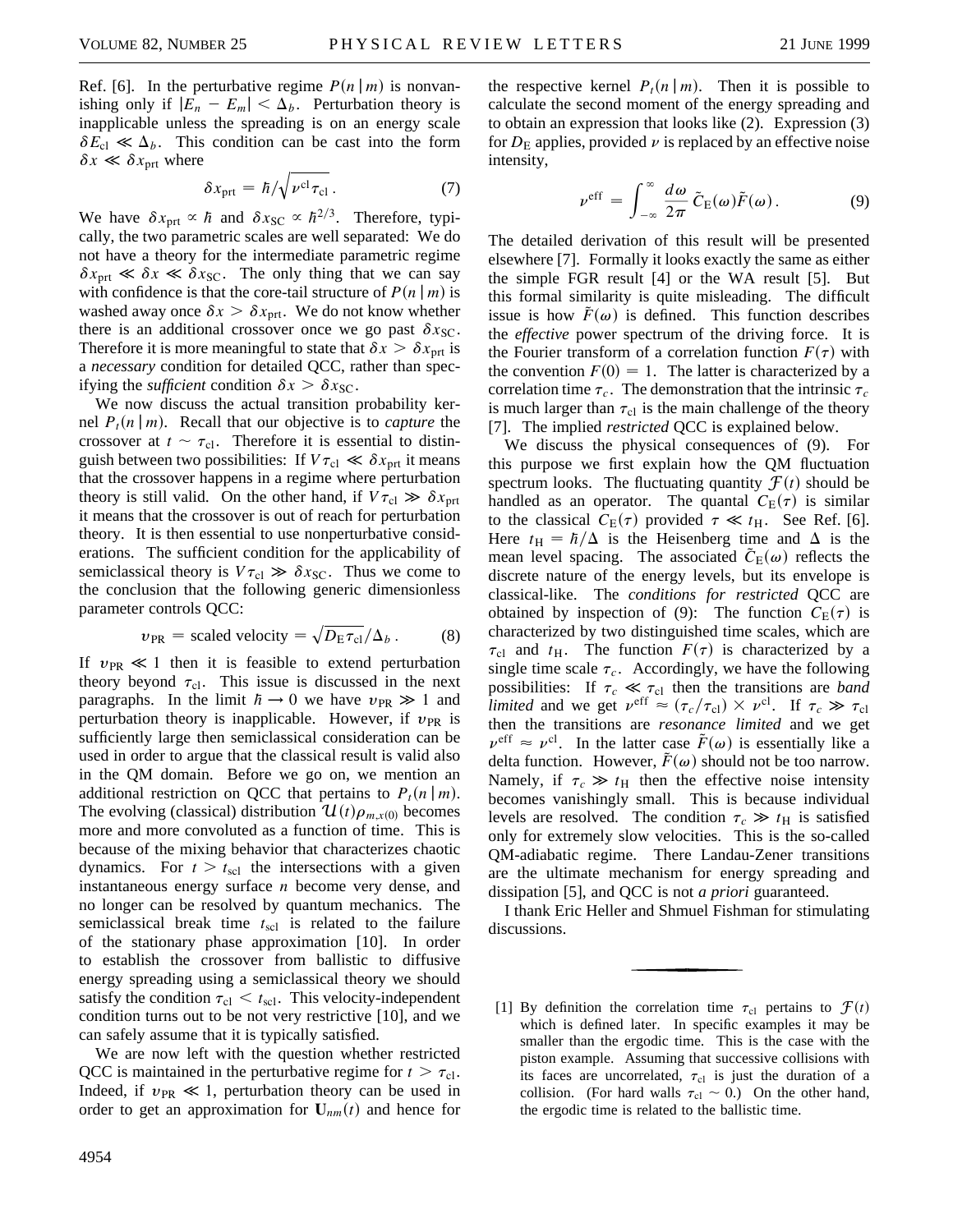Ref. [6]. In the perturbative regime $P(n|m)$ is nonvanishing only if $|E_n - E_m| < \Delta_b$. Perturbation theory is inapplicable unless the spreading is on an energy scale $\delta E_{\mathrm{cl}} \ll \Delta_b$. This condition can be cast into the form $\delta x \ll \delta x_{\mathrm{prt}}$ where

$$\delta x_{\mathrm{prt}} = \hbar / \sqrt{\nu^{\mathrm{cl}} \tau_{\mathrm{cl}}}\,. \tag{7}$$

We have $\delta x_{\mathrm{prt}} \propto \hbar$ and $\delta x_{\mathrm{SC}} \propto \hbar^{2/3}$. Therefore, typically, the two parametric scales are well separated: We do not have a theory for the intermediate parametric regime $\delta x_{\mathrm{prt}} \ll \delta x \ll \delta x_{\mathrm{SC}}$. The only thing that we can say with confidence is that the core-tail structure of $P(n|m)$ is washed away once $\delta x > \delta x_{\mathrm{prt}}$. We do not know whether there is an additional crossover once we go past $\delta x_{\mathrm{SC}}$. Therefore it is more meaningful to state that $\delta x > \delta x_{\mathrm{prt}}$ is a *necessary* condition for detailed QCC, rather than specifying the *sufficient* condition $\delta x > \delta x_{\mathrm{SC}}$.

We now discuss the actual transition probability kernel $P_t(n|m)$. Recall that our objective is to *capture* the crossover at $t \sim \tau_{\mathrm{cl}}$. Therefore it is essential to distinguish between two possibilities: If $V\tau_{\mathrm{cl}} \ll \delta x_{\mathrm{prt}}$ it means that the crossover happens in a regime where perturbation theory is still valid. On the other hand, if $V\tau_{\mathrm{cl}} \gg \delta x_{\mathrm{prt}}$ it means that the crossover is out of reach for perturbation theory. It is then essential to use nonperturbative considerations. The sufficient condition for the applicability of semiclassical theory is $V\tau_{\mathrm{cl}} \gg \delta x_{\mathrm{SC}}$. Thus we come to the conclusion that the following generic dimensionless parameter controls QCC:

$$v_{\mathrm{PR}} = \text{scaled velocity} = \sqrt{D_{\mathrm{E}} \tau_{\mathrm{cl}}} / \Delta_b\,. \tag{8}$$

If $v_{\mathrm{PR}} \ll 1$ then it is feasible to extend perturbation theory beyond $\tau_{\mathrm{cl}}$. This issue is discussed in the next paragraphs. In the limit $\hbar \to 0$ we have $v_{\mathrm{PR}} \gg 1$ and perturbation theory is inapplicable. However, if $v_{\mathrm{PR}}$ is sufficiently large then semiclassical consideration can be used in order to argue that the classical result is valid also in the QM domain. Before we go on, we mention an additional restriction on QCC that pertains to $P_t(n|m)$. The evolving (classical) distribution $\mathcal{U}(t)\rho_{m,x(0)}$ becomes more and more convoluted as a function of time. This is because of the mixing behavior that characterizes chaotic dynamics. For $t > t_{\mathrm{scl}}$ the intersections with a given instantaneous energy surface $n$ become very dense, and no longer can be resolved by quantum mechanics. The semiclassical break time $t_{\mathrm{scl}}$ is related to the failure of the stationary phase approximation [10]. In order to establish the crossover from ballistic to diffusive energy spreading using a semiclassical theory we should satisfy the condition $\tau_{\mathrm{cl}} < t_{\mathrm{scl}}$. This velocity-independent condition turns out to be not very restrictive [10], and we can safely assume that it is typically satisfied.

We are now left with the question whether restricted QCC is maintained in the perturbative regime for $t > \tau_{\mathrm{cl}}$. Indeed, if $v_{\mathrm{PR}} \ll 1$, perturbation theory can be used in order to get an approximation for $\mathbf{U}_{nm}(t)$ and hence for the respective kernel $P_t(n|m)$. Then it is possible to calculate the second moment of the energy spreading and to obtain an expression that looks like (2). Expression (3) for $D_{\mathrm{E}}$ applies, provided $\nu$ is replaced by an effective noise intensity,

$$\nu^{\mathrm{eff}} = \int_{-\infty}^{\infty} \frac{d\omega}{2\pi}\, \tilde{C}_{\mathrm{E}}(\omega) \tilde{F}(\omega)\,. \tag{9}$$

The detailed derivation of this result will be presented elsewhere [7]. Formally it looks exactly the same as either the simple FGR result [4] or the WA result [5]. But this formal similarity is quite misleading. The difficult issue is how $\tilde{F}(\omega)$ is defined. This function describes the *effective* power spectrum of the driving force. It is the Fourier transform of a correlation function $F(\tau)$ with the convention $F(0) = 1$. The latter is characterized by a correlation time $\tau_c$. The demonstration that the intrinsic $\tau_c$ is much larger than $\tau_{\mathrm{cl}}$ is the main challenge of the theory [7]. The implied *restricted* QCC is explained below.

We discuss the physical consequences of (9). For this purpose we first explain how the QM fluctuation spectrum looks. The fluctuating quantity $\mathcal{F}(t)$ should be handled as an operator. The quantal $C_{\mathrm{E}}(\tau)$ is similar to the classical $C_{\mathrm{E}}(\tau)$ provided $\tau \ll t_{\mathrm{H}}$. See Ref. [6]. Here $t_{\mathrm{H}} = \hbar/\Delta$ is the Heisenberg time and $\Delta$ is the mean level spacing. The associated $\tilde{C}_{\mathrm{E}}(\omega)$ reflects the discrete nature of the energy levels, but its envelope is classical-like. The *conditions for restricted* QCC are obtained by inspection of (9): The function $C_{\mathrm{E}}(\tau)$ is characterized by two distinguished time scales, which are $\tau_{\mathrm{cl}}$ and $t_{\mathrm{H}}$. The function $F(\tau)$ is characterized by a single time scale $\tau_c$. Accordingly, we have the following possibilities: If $\tau_c \ll \tau_{\mathrm{cl}}$ then the transitions are *band limited* and we get $\nu^{\mathrm{eff}} \approx (\tau_c/\tau_{\mathrm{cl}}) \times \nu^{\mathrm{cl}}$. If $\tau_c \gg \tau_{\mathrm{cl}}$ then the transitions are *resonance limited* and we get $\nu^{\mathrm{eff}} \approx \nu^{\mathrm{cl}}$. In the latter case $\tilde{F}(\omega)$ is essentially like a delta function. However, $\tilde{F}(\omega)$ should not be too narrow. Namely, if $\tau_c \gg t_{\mathrm{H}}$ then the effective noise intensity becomes vanishingly small. This is because individual levels are resolved. The condition $\tau_c \gg t_{\mathrm{H}}$ is satisfied only for extremely slow velocities. This is the so-called QM-adiabatic regime. There Landau-Zener transitions are the ultimate mechanism for energy spreading and dissipation [5], and QCC is not *a priori* guaranteed.

I thank Eric Heller and Shmuel Fishman for stimulating discussions.

---

[1] By definition the correlation time $\tau_{\mathrm{cl}}$ pertains to $\mathcal{F}(t)$ which is defined later. In specific examples it may be smaller than the ergodic time. This is the case with the piston example. Assuming that successive collisions with its faces are uncorrelated, $\tau_{\mathrm{cl}}$ is just the duration of a collision. (For hard walls $\tau_{\mathrm{cl}} \sim 0$.) On the other hand, the ergodic time is related to the ballistic time.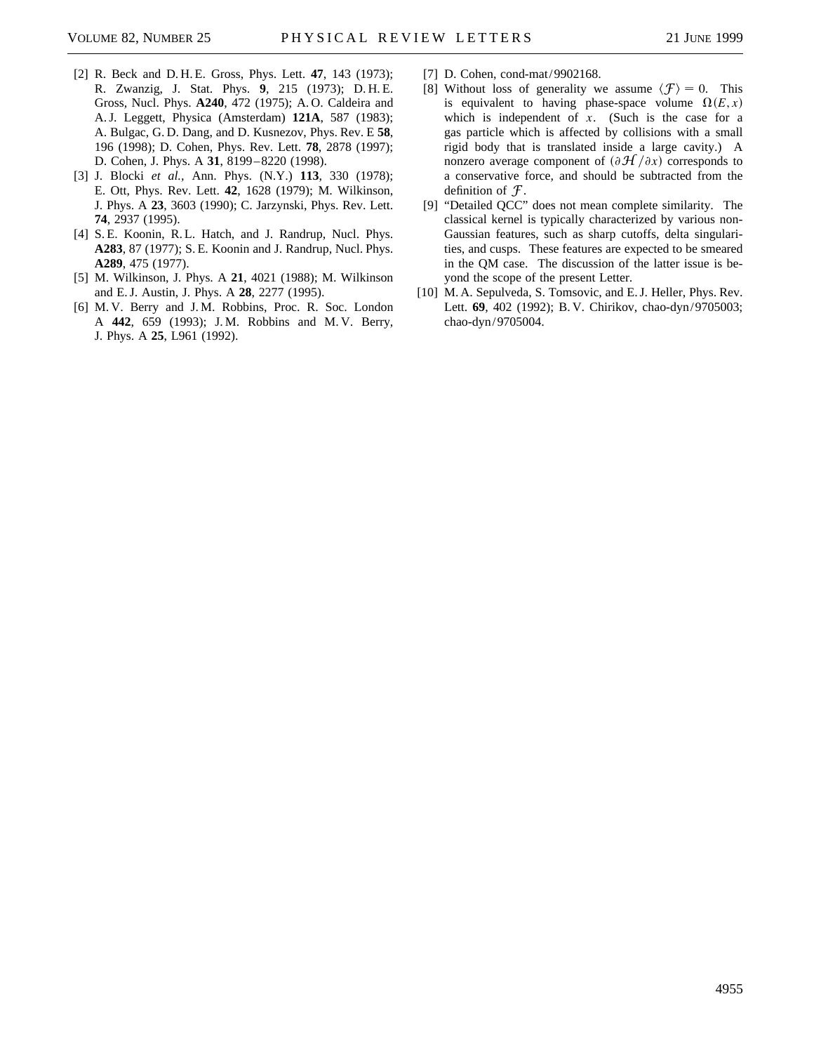[2] R. Beck and D. H. E. Gross, Phys. Lett. **47**, 143 (1973); R. Zwanzig, J. Stat. Phys. **9**, 215 (1973); D. H. E. Gross, Nucl. Phys. **A240**, 472 (1975); A. O. Caldeira and A. J. Leggett, Physica (Amsterdam) **121A**, 587 (1983); A. Bulgac, G. D. Dang, and D. Kusnezov, Phys. Rev. E **58**, 196 (1998); D. Cohen, Phys. Rev. Lett. **78**, 2878 (1997); D. Cohen, J. Phys. A **31**, 8199–8220 (1998).

[3] J. Blocki *et al.*, Ann. Phys. (N.Y.) **113**, 330 (1978); E. Ott, Phys. Rev. Lett. **42**, 1628 (1979); M. Wilkinson, J. Phys. A **23**, 3603 (1990); C. Jarzynski, Phys. Rev. Lett. **74**, 2937 (1995).

[4] S. E. Koonin, R. L. Hatch, and J. Randrup, Nucl. Phys. **A283**, 87 (1977); S. E. Koonin and J. Randrup, Nucl. Phys. **A289**, 475 (1977).

[5] M. Wilkinson, J. Phys. A **21**, 4021 (1988); M. Wilkinson and E. J. Austin, J. Phys. A **28**, 2277 (1995).

[6] M. V. Berry and J. M. Robbins, Proc. R. Soc. London A **442**, 659 (1993); J. M. Robbins and M. V. Berry, J. Phys. A **25**, L961 (1992).

[7] D. Cohen, cond-mat/9902168.

[8] Without loss of generality we assume $\langle \mathcal{F} \rangle = 0$. This is equivalent to having phase-space volume $\Omega(E,x)$ which is independent of $x$. (Such is the case for a gas particle which is affected by collisions with a small rigid body that is translated inside a large cavity.) A nonzero average component of $(\partial \mathcal{H}/\partial x)$ corresponds to a conservative force, and should be subtracted from the definition of $\mathcal{F}$.

[9] "Detailed QCC" does not mean complete similarity. The classical kernel is typically characterized by various non-Gaussian features, such as sharp cutoffs, delta singularities, and cusps. These features are expected to be smeared in the QM case. The discussion of the latter issue is beyond the scope of the present Letter.

[10] M. A. Sepulveda, S. Tomsovic, and E. J. Heller, Phys. Rev. Lett. **69**, 402 (1992); B. V. Chirikov, chao-dyn/9705003; chao-dyn/9705004.